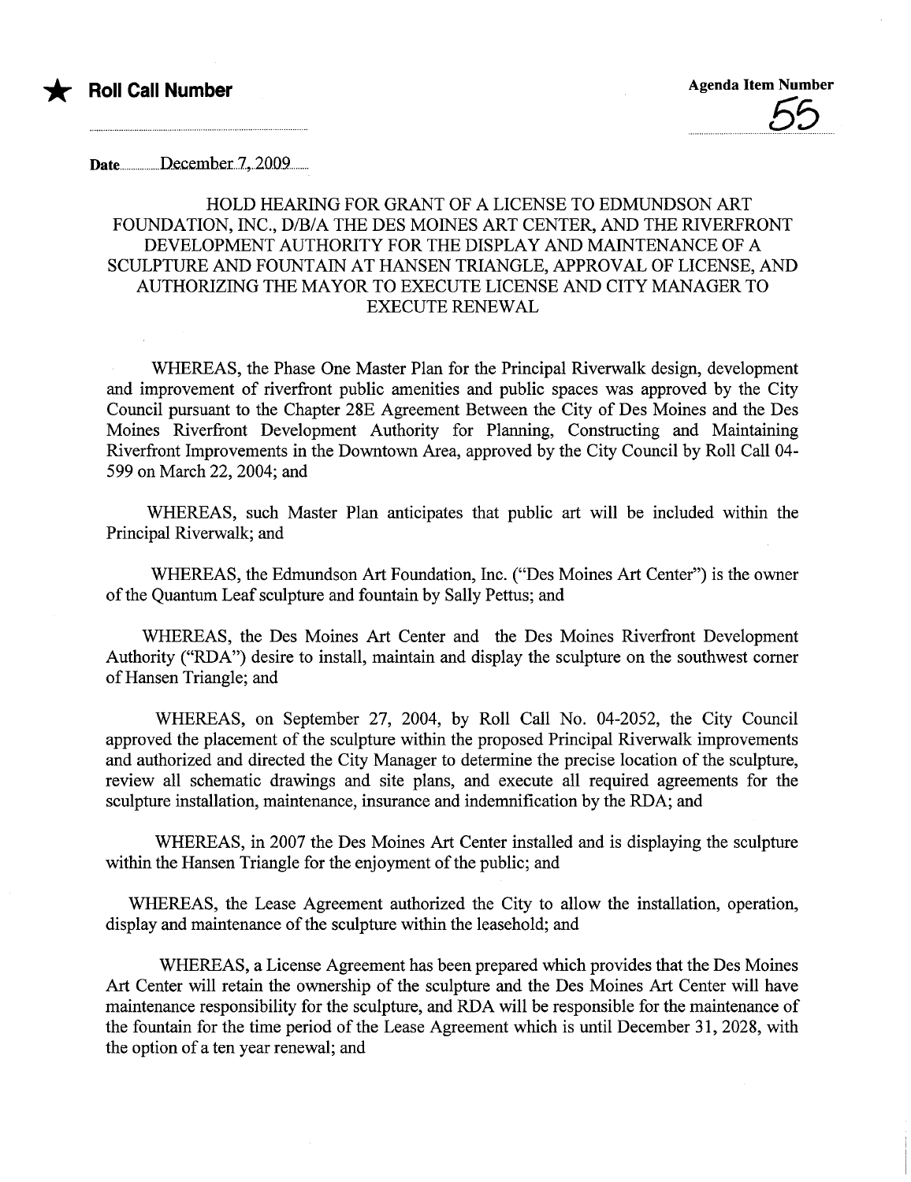★ **Roll Call Number**

**Agenda Item Number**
55

**Date** December 7, 2009

**HOLD HEARING FOR GRANT OF A LICENSE TO EDMUNDSON ART FOUNDATION, INC., D/B/A THE DES MOINES ART CENTER, AND THE RIVERFRONT DEVELOPMENT AUTHORITY FOR THE DISPLAY AND MAINTENANCE OF A SCULPTURE AND FOUNTAIN AT HANSEN TRIANGLE, APPROVAL OF LICENSE, AND AUTHORIZING THE MAYOR TO EXECUTE LICENSE AND CITY MANAGER TO EXECUTE RENEWAL**

WHEREAS, the Phase One Master Plan for the Principal Riverwalk design, development and improvement of riverfront public amenities and public spaces was approved by the City Council pursuant to the Chapter 28E Agreement Between the City of Des Moines and the Des Moines Riverfront Development Authority for Planning, Constructing and Maintaining Riverfront Improvements in the Downtown Area, approved by the City Council by Roll Call 04-599 on March 22, 2004; and

WHEREAS, such Master Plan anticipates that public art will be included within the Principal Riverwalk; and

WHEREAS, the Edmundson Art Foundation, Inc. ("Des Moines Art Center") is the owner of the Quantum Leaf sculpture and fountain by Sally Pettus; and

WHEREAS, the Des Moines Art Center and the Des Moines Riverfront Development Authority ("RDA") desire to install, maintain and display the sculpture on the southwest corner of Hansen Triangle; and

WHEREAS, on September 27, 2004, by Roll Call No. 04-2052, the City Council approved the placement of the sculpture within the proposed Principal Riverwalk improvements and authorized and directed the City Manager to determine the precise location of the sculpture, review all schematic drawings and site plans, and execute all required agreements for the sculpture installation, maintenance, insurance and indemnification by the RDA; and

WHEREAS, in 2007 the Des Moines Art Center installed and is displaying the sculpture within the Hansen Triangle for the enjoyment of the public; and

WHEREAS, the Lease Agreement authorized the City to allow the installation, operation, display and maintenance of the sculpture within the leasehold; and

WHEREAS, a License Agreement has been prepared which provides that the Des Moines Art Center will retain the ownership of the sculpture and the Des Moines Art Center will have maintenance responsibility for the sculpture, and RDA will be responsible for the maintenance of the fountain for the time period of the Lease Agreement which is until December 31, 2028, with the option of a ten year renewal; and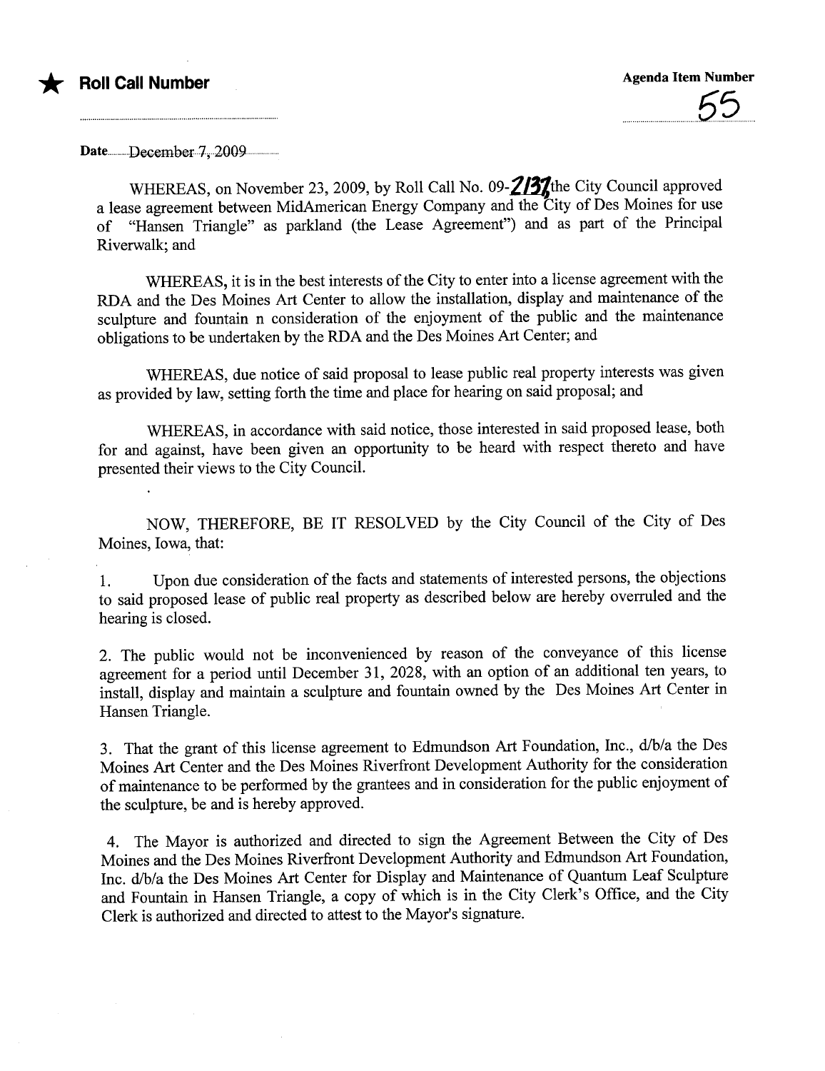★ **Roll Call Number**

**Agenda Item Number**

55

Date........December 7, 2009...............

WHEREAS, on November 23, 2009, by Roll Call No. 09-2137 the City Council approved a lease agreement between MidAmerican Energy Company and the City of Des Moines for use of "Hansen Triangle" as parkland (the Lease Agreement") and as part of the Principal Riverwalk; and

WHEREAS, it is in the best interests of the City to enter into a license agreement with the RDA and the Des Moines Art Center to allow the installation, display and maintenance of the sculpture and fountain n consideration of the enjoyment of the public and the maintenance obligations to be undertaken by the RDA and the Des Moines Art Center; and

WHEREAS, due notice of said proposal to lease public real property interests was given as provided by law, setting forth the time and place for hearing on said proposal; and

WHEREAS, in accordance with said notice, those interested in said proposed lease, both for and against, have been given an opportunity to be heard with respect thereto and have presented their views to the City Council.

NOW, THEREFORE, BE IT RESOLVED by the City Council of the City of Des Moines, Iowa, that:

1. Upon due consideration of the facts and statements of interested persons, the objections to said proposed lease of public real property as described below are hereby overruled and the hearing is closed.

2. The public would not be inconvenienced by reason of the conveyance of this license agreement for a period until December 31, 2028, with an option of an additional ten years, to install, display and maintain a sculpture and fountain owned by the Des Moines Art Center in Hansen Triangle.

3. That the grant of this license agreement to Edmundson Art Foundation, Inc., d/b/a the Des Moines Art Center and the Des Moines Riverfront Development Authority for the consideration of maintenance to be performed by the grantees and in consideration for the public enjoyment of the sculpture, be and is hereby approved.

4. The Mayor is authorized and directed to sign the Agreement Between the City of Des Moines and the Des Moines Riverfront Development Authority and Edmundson Art Foundation, Inc. d/b/a the Des Moines Art Center for Display and Maintenance of Quantum Leaf Sculpture and Fountain in Hansen Triangle, a copy of which is in the City Clerk's Office, and the City Clerk is authorized and directed to attest to the Mayor's signature.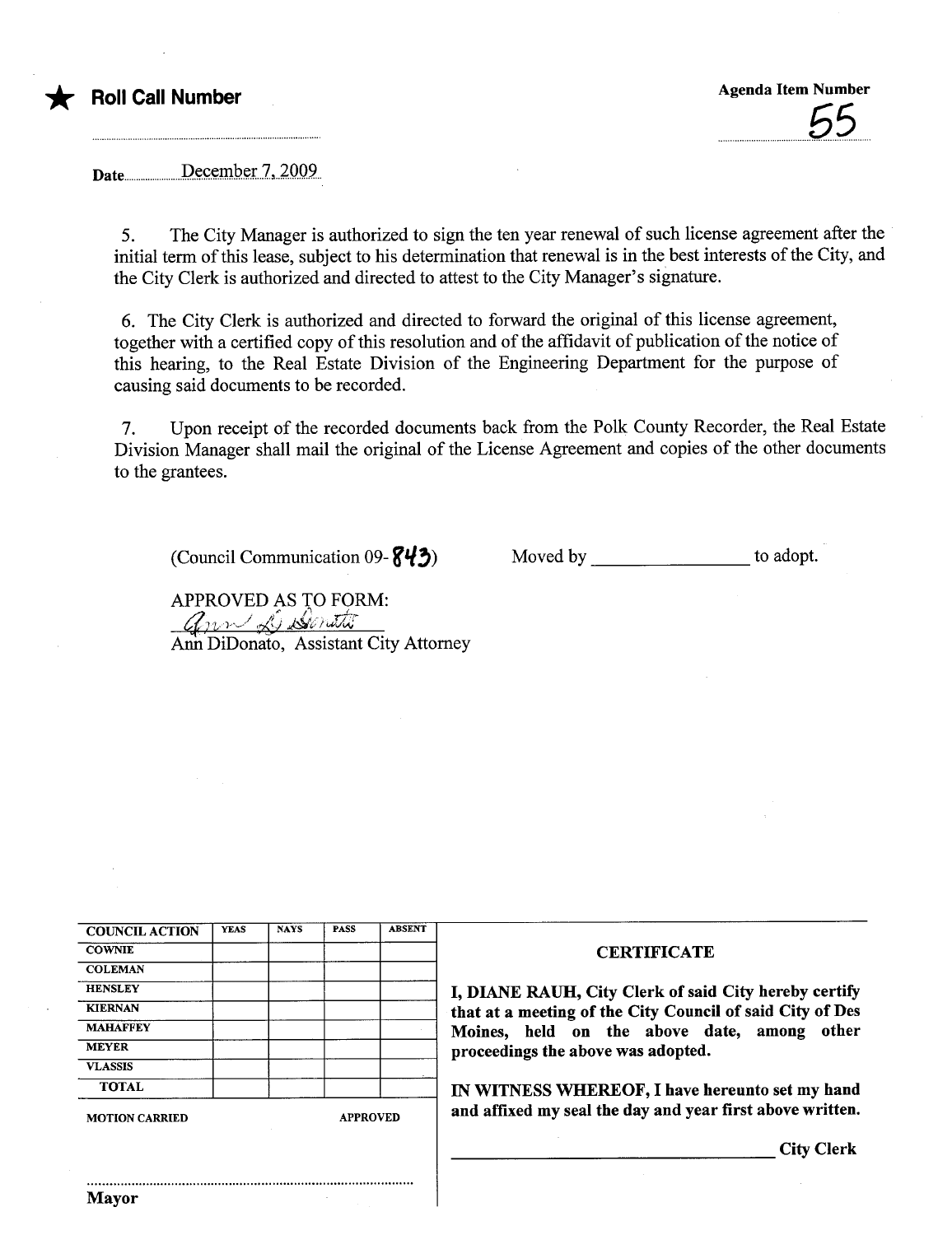★ **Roll Call Number**

**Agenda Item Number**

55

Date December 7, 2009

5. The City Manager is authorized to sign the ten year renewal of such license agreement after the initial term of this lease, subject to his determination that renewal is in the best interests of the City, and the City Clerk is authorized and directed to attest to the City Manager's signature.

6. The City Clerk is authorized and directed to forward the original of this license agreement, together with a certified copy of this resolution and of the affidavit of publication of the notice of this hearing, to the Real Estate Division of the Engineering Department for the purpose of causing said documents to be recorded.

7. Upon receipt of the recorded documents back from the Polk County Recorder, the Real Estate Division Manager shall mail the original of the License Agreement and copies of the other documents to the grantees.

(Council Communication 09-843) Moved by ________________ to adopt.

APPROVED AS TO FORM:

Ann DiDonato, Assistant City Attorney

| COUNCIL ACTION | YEAS | NAYS | PASS | ABSENT |
|---|---|---|---|---|
| COWNIE | | | | |
| COLEMAN | | | | |
| HENSLEY | | | | |
| KIERNAN | | | | |
| MAHAFFEY | | | | |
| MEYER | | | | |
| VLASSIS | | | | |
| TOTAL | | | | |

MOTION CARRIED APPROVED

..............................................................................

**Mayor**

**CERTIFICATE**

**I, DIANE RAUH, City Clerk of said City hereby certify that at a meeting of the City Council of said City of Des Moines, held on the above date, among other proceedings the above was adopted.**

**IN WITNESS WHEREOF, I have hereunto set my hand and affixed my seal the day and year first above written.**

________________________________ **City Clerk**